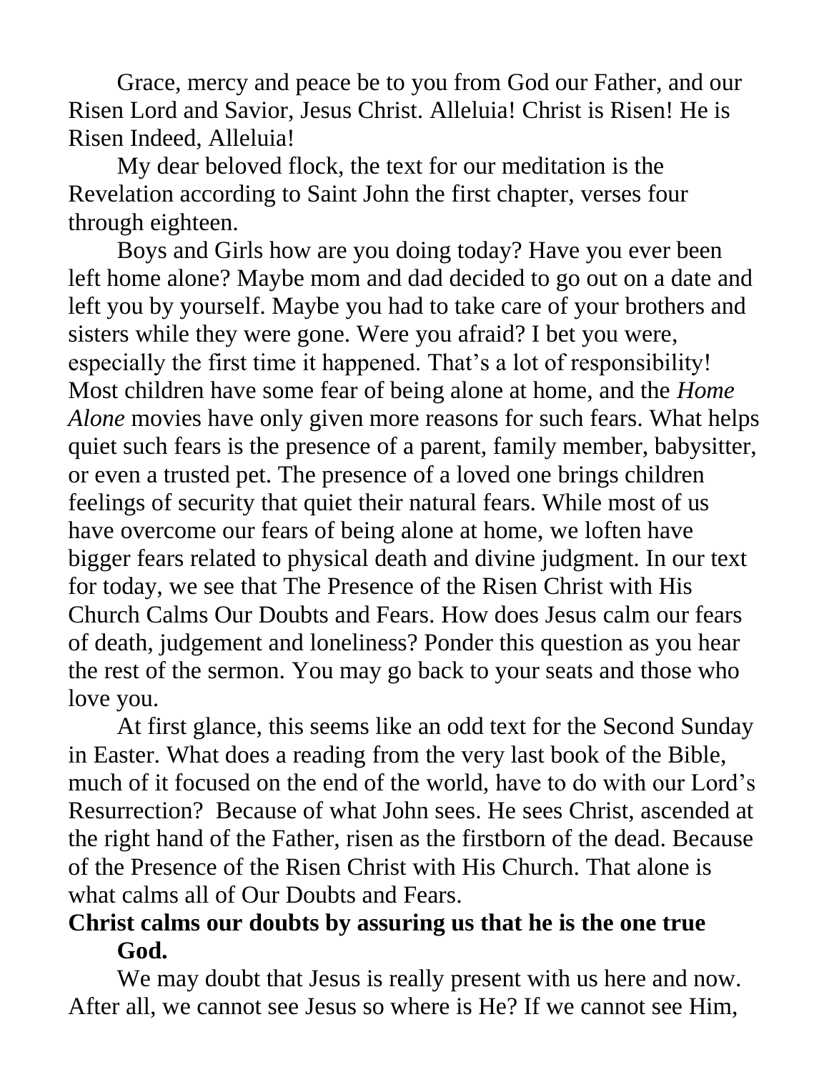Grace, mercy and peace be to you from God our Father, and our Risen Lord and Savior, Jesus Christ. Alleluia! Christ is Risen! He is Risen Indeed, Alleluia!

My dear beloved flock, the text for our meditation is the Revelation according to Saint John the first chapter, verses four through eighteen.

Boys and Girls how are you doing today? Have you ever been left home alone? Maybe mom and dad decided to go out on a date and left you by yourself. Maybe you had to take care of your brothers and sisters while they were gone. Were you afraid? I bet you were, especially the first time it happened. That's a lot of responsibility! Most children have some fear of being alone at home, and the *Home Alone* movies have only given more reasons for such fears. What helps quiet such fears is the presence of a parent, family member, babysitter, or even a trusted pet. The presence of a loved one brings children feelings of security that quiet their natural fears. While most of us have overcome our fears of being alone at home, we loften have bigger fears related to physical death and divine judgment. In our text for today, we see that The Presence of the Risen Christ with His Church Calms Our Doubts and Fears. How does Jesus calm our fears of death, judgement and loneliness? Ponder this question as you hear the rest of the sermon. You may go back to your seats and those who love you.

At first glance, this seems like an odd text for the Second Sunday in Easter. What does a reading from the very last book of the Bible, much of it focused on the end of the world, have to do with our Lord's Resurrection? Because of what John sees. He sees Christ, ascended at the right hand of the Father, risen as the firstborn of the dead. Because of the Presence of the Risen Christ with His Church. That alone is what calms all of Our Doubts and Fears.

**Christ calms our doubts by assuring us that he is the one true God.**

We may doubt that Jesus is really present with us here and now. After all, we cannot see Jesus so where is He? If we cannot see Him,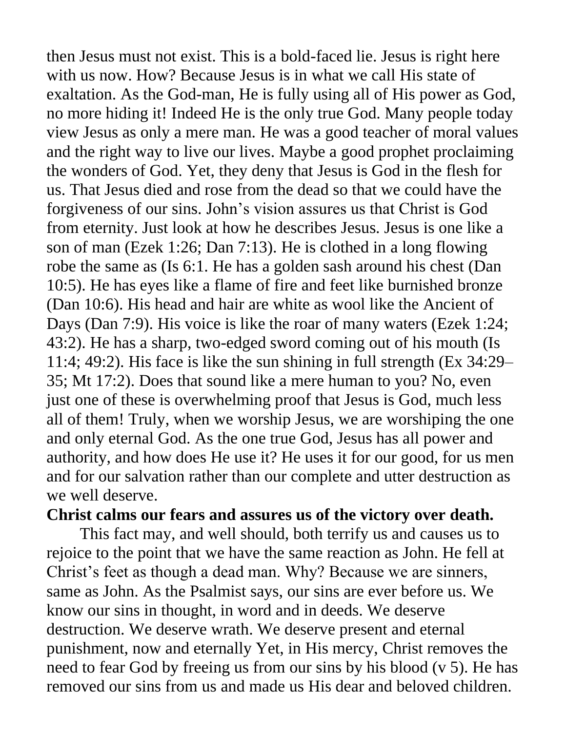then Jesus must not exist. This is a bold-faced lie. Jesus is right here with us now. How? Because Jesus is in what we call His state of exaltation. As the God-man, He is fully using all of His power as God, no more hiding it! Indeed He is the only true God. Many people today view Jesus as only a mere man. He was a good teacher of moral values and the right way to live our lives. Maybe a good prophet proclaiming the wonders of God. Yet, they deny that Jesus is God in the flesh for us. That Jesus died and rose from the dead so that we could have the forgiveness of our sins. John's vision assures us that Christ is God from eternity. Just look at how he describes Jesus. Jesus is one like a son of man (Ezek 1:26; Dan 7:13). He is clothed in a long flowing robe the same as (Is 6:1. He has a golden sash around his chest (Dan 10:5). He has eyes like a flame of fire and feet like burnished bronze (Dan 10:6). His head and hair are white as wool like the Ancient of Days (Dan 7:9). His voice is like the roar of many waters (Ezek 1:24; 43:2). He has a sharp, two-edged sword coming out of his mouth (Is 11:4; 49:2). His face is like the sun shining in full strength (Ex 34:29–35; Mt 17:2). Does that sound like a mere human to you? No, even just one of these is overwhelming proof that Jesus is God, much less all of them! Truly, when we worship Jesus, we are worshiping the one and only eternal God. As the one true God, Jesus has all power and authority, and how does He use it? He uses it for our good, for us men and for our salvation rather than our complete and utter destruction as we well deserve.

**Christ calms our fears and assures us of the victory over death.**

This fact may, and well should, both terrify us and causes us to rejoice to the point that we have the same reaction as John. He fell at Christ's feet as though a dead man. Why? Because we are sinners, same as John. As the Psalmist says, our sins are ever before us. We know our sins in thought, in word and in deeds. We deserve destruction. We deserve wrath. We deserve present and eternal punishment, now and eternally Yet, in His mercy, Christ removes the need to fear God by freeing us from our sins by his blood (v 5). He has removed our sins from us and made us His dear and beloved children.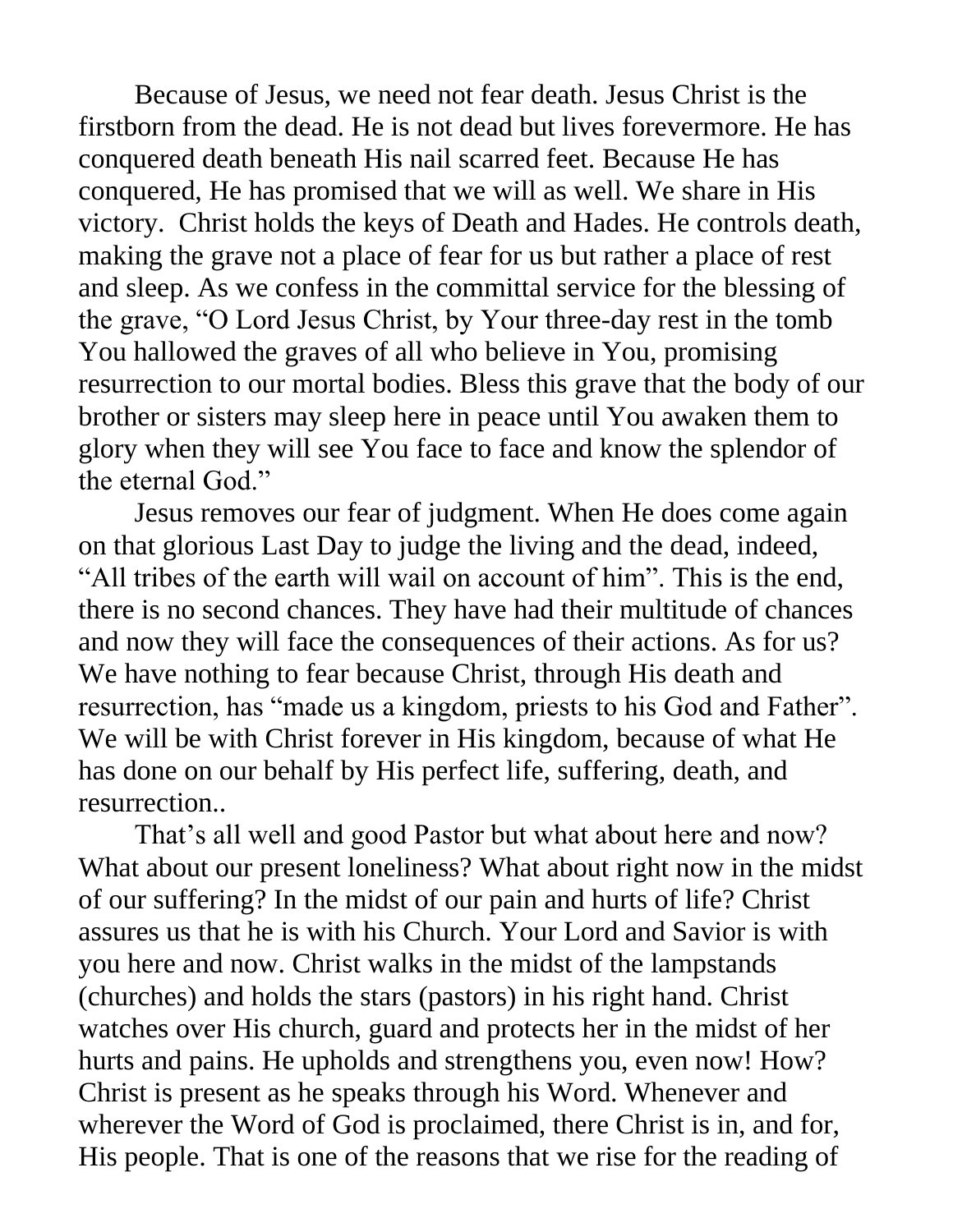Because of Jesus, we need not fear death. Jesus Christ is the firstborn from the dead. He is not dead but lives forevermore. He has conquered death beneath His nail scarred feet. Because He has conquered, He has promised that we will as well. We share in His victory.  Christ holds the keys of Death and Hades. He controls death, making the grave not a place of fear for us but rather a place of rest and sleep. As we confess in the committal service for the blessing of the grave, "O Lord Jesus Christ, by Your three-day rest in the tomb You hallowed the graves of all who believe in You, promising resurrection to our mortal bodies. Bless this grave that the body of our brother or sisters may sleep here in peace until You awaken them to glory when they will see You face to face and know the splendor of the eternal God."

Jesus removes our fear of judgment. When He does come again on that glorious Last Day to judge the living and the dead, indeed, "All tribes of the earth will wail on account of him". This is the end, there is no second chances. They have had their multitude of chances and now they will face the consequences of their actions. As for us? We have nothing to fear because Christ, through His death and resurrection, has "made us a kingdom, priests to his God and Father". We will be with Christ forever in His kingdom, because of what He has done on our behalf by His perfect life, suffering, death, and resurrection..

That's all well and good Pastor but what about here and now? What about our present loneliness? What about right now in the midst of our suffering? In the midst of our pain and hurts of life? Christ assures us that he is with his Church. Your Lord and Savior is with you here and now. Christ walks in the midst of the lampstands (churches) and holds the stars (pastors) in his right hand. Christ watches over His church, guard and protects her in the midst of her hurts and pains. He upholds and strengthens you, even now! How? Christ is present as he speaks through his Word. Whenever and wherever the Word of God is proclaimed, there Christ is in, and for, His people. That is one of the reasons that we rise for the reading of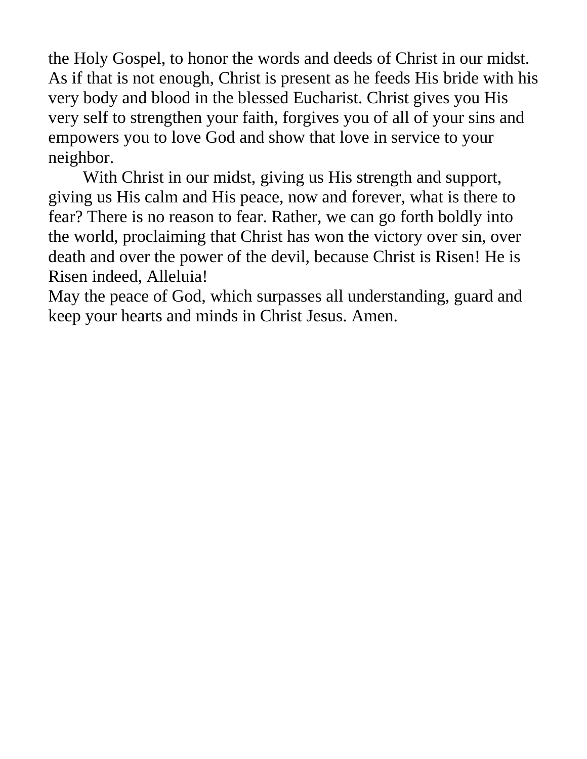the Holy Gospel, to honor the words and deeds of Christ in our midst. As if that is not enough, Christ is present as he feeds His bride with his very body and blood in the blessed Eucharist. Christ gives you His very self to strengthen your faith, forgives you of all of your sins and empowers you to love God and show that love in service to your neighbor.

With Christ in our midst, giving us His strength and support, giving us His calm and His peace, now and forever, what is there to fear? There is no reason to fear. Rather, we can go forth boldly into the world, proclaiming that Christ has won the victory over sin, over death and over the power of the devil, because Christ is Risen! He is Risen indeed, Alleluia!

May the peace of God, which surpasses all understanding, guard and keep your hearts and minds in Christ Jesus. Amen.